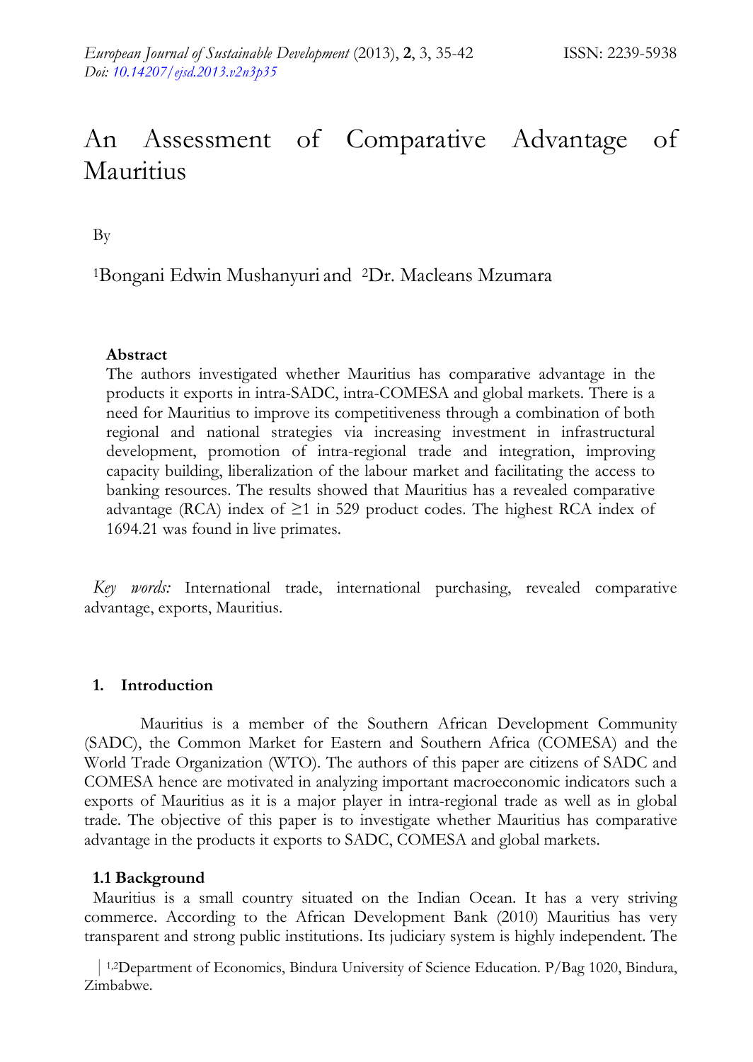# An Assessment of Comparative Advantage of Mauritius

By

[1]Bongani Edwin Mushanyuri and [2]Dr. Macleans Mzumara

**Abstract**

The authors investigated whether Mauritius has comparative advantage in the products it exports in intra-SADC, intra-COMESA and global markets. There is a need for Mauritius to improve its competitiveness through a combination of both regional and national strategies via increasing investment in infrastructural development, promotion of intra-regional trade and integration, improving capacity building, liberalization of the labour market and facilitating the access to banking resources. The results showed that Mauritius has a revealed comparative advantage (RCA) index of ≥1 in 529 product codes. The highest RCA index of 1694.21 was found in live primates.

*Key words:* International trade, international purchasing, revealed comparative advantage, exports, Mauritius.

## 1. Introduction

Mauritius is a member of the Southern African Development Community (SADC), the Common Market for Eastern and Southern Africa (COMESA) and the World Trade Organization (WTO). The authors of this paper are citizens of SADC and COMESA hence are motivated in analyzing important macroeconomic indicators such a exports of Mauritius as it is a major player in intra-regional trade as well as in global trade. The objective of this paper is to investigate whether Mauritius has comparative advantage in the products it exports to SADC, COMESA and global markets.

### 1.1 Background

Mauritius is a small country situated on the Indian Ocean. It has a very striving commerce. According to the African Development Bank (2010) Mauritius has very transparent and strong public institutions. Its judiciary system is highly independent. The

[1,2]Department of Economics, Bindura University of Science Education. P/Bag 1020, Bindura, Zimbabwe.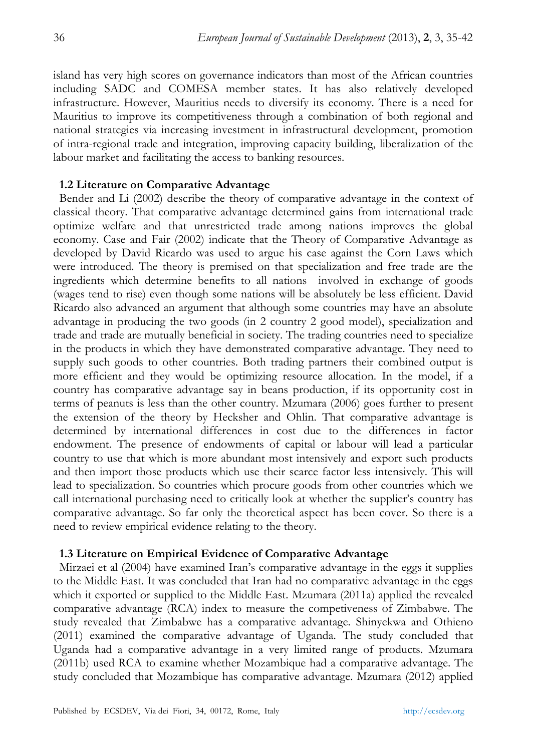island has very high scores on governance indicators than most of the African countries including SADC and COMESA member states. It has also relatively developed infrastructure. However, Mauritius needs to diversify its economy. There is a need for Mauritius to improve its competitiveness through a combination of both regional and national strategies via increasing investment in infrastructural development, promotion of intra-regional trade and integration, improving capacity building, liberalization of the labour market and facilitating the access to banking resources.

### 1.2 Literature on Comparative Advantage

Bender and Li (2002) describe the theory of comparative advantage in the context of classical theory. That comparative advantage determined gains from international trade optimize welfare and that unrestricted trade among nations improves the global economy. Case and Fair (2002) indicate that the Theory of Comparative Advantage as developed by David Ricardo was used to argue his case against the Corn Laws which were introduced. The theory is premised on that specialization and free trade are the ingredients which determine benefits to all nations involved in exchange of goods (wages tend to rise) even though some nations will be absolutely be less efficient. David Ricardo also advanced an argument that although some countries may have an absolute advantage in producing the two goods (in 2 country 2 good model), specialization and trade and trade are mutually beneficial in society. The trading countries need to specialize in the products in which they have demonstrated comparative advantage. They need to supply such goods to other countries. Both trading partners their combined output is more efficient and they would be optimizing resource allocation. In the model, if a country has comparative advantage say in beans production, if its opportunity cost in terms of peanuts is less than the other country. Mzumara (2006) goes further to present the extension of the theory by Hecksher and Ohlin. That comparative advantage is determined by international differences in cost due to the differences in factor endowment. The presence of endowments of capital or labour will lead a particular country to use that which is more abundant most intensively and export such products and then import those products which use their scarce factor less intensively. This will lead to specialization. So countries which procure goods from other countries which we call international purchasing need to critically look at whether the supplier's country has comparative advantage. So far only the theoretical aspect has been cover. So there is a need to review empirical evidence relating to the theory.

### 1.3 Literature on Empirical Evidence of Comparative Advantage

Mirzaei et al (2004) have examined Iran's comparative advantage in the eggs it supplies to the Middle East. It was concluded that Iran had no comparative advantage in the eggs which it exported or supplied to the Middle East. Mzumara (2011a) applied the revealed comparative advantage (RCA) index to measure the competiveness of Zimbabwe. The study revealed that Zimbabwe has a comparative advantage. Shinyekwa and Othieno (2011) examined the comparative advantage of Uganda. The study concluded that Uganda had a comparative advantage in a very limited range of products. Mzumara (2011b) used RCA to examine whether Mozambique had a comparative advantage. The study concluded that Mozambique has comparative advantage. Mzumara (2012) applied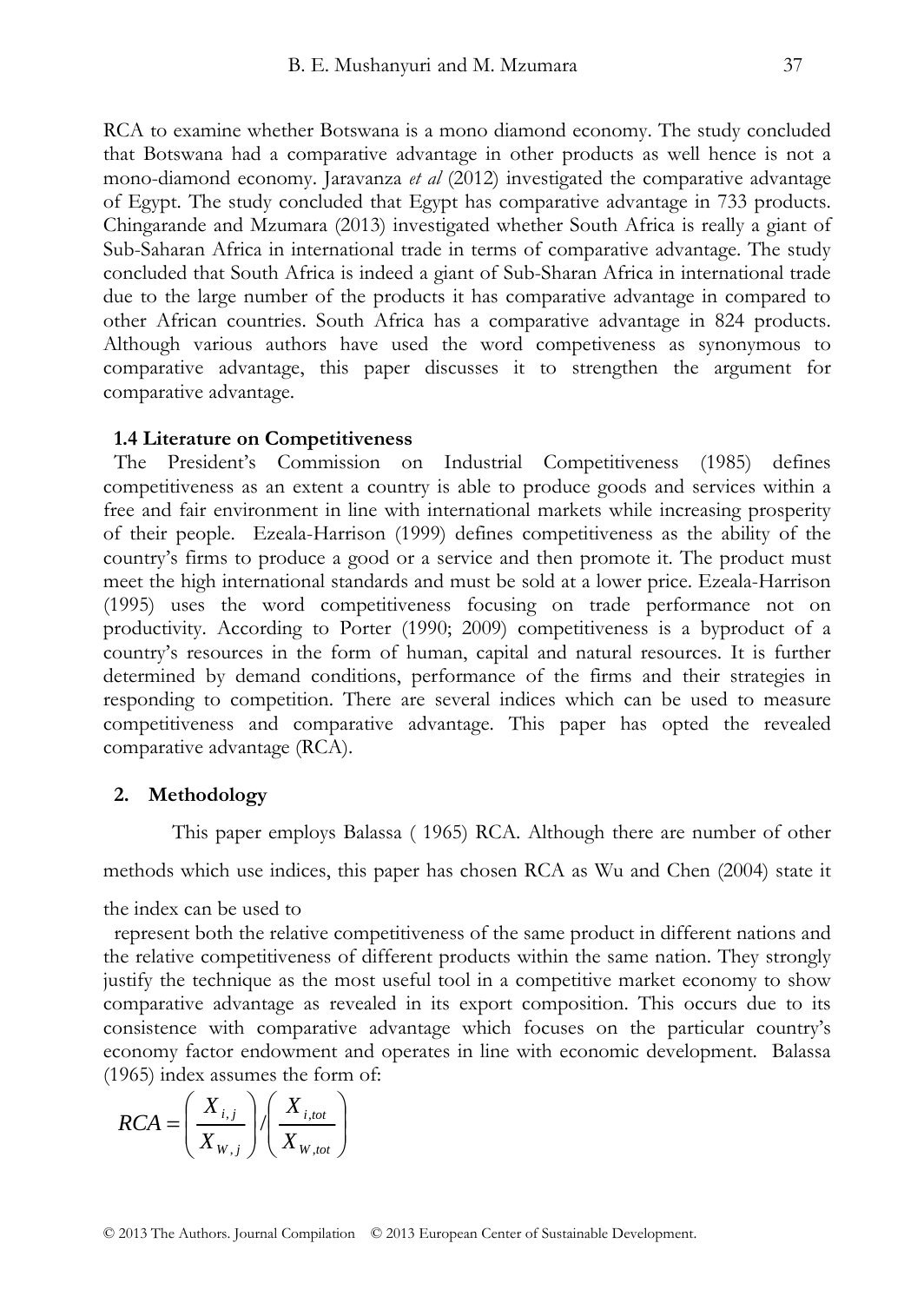RCA to examine whether Botswana is a mono diamond economy. The study concluded that Botswana had a comparative advantage in other products as well hence is not a mono-diamond economy. Jaravanza *et al* (2012) investigated the comparative advantage of Egypt. The study concluded that Egypt has comparative advantage in 733 products. Chingarande and Mzumara (2013) investigated whether South Africa is really a giant of Sub-Saharan Africa in international trade in terms of comparative advantage. The study concluded that South Africa is indeed a giant of Sub-Sharan Africa in international trade due to the large number of the products it has comparative advantage in compared to other African countries. South Africa has a comparative advantage in 824 products. Although various authors have used the word competiveness as synonymous to comparative advantage, this paper discusses it to strengthen the argument for comparative advantage.

### 1.4 Literature on Competitiveness

The President's Commission on Industrial Competitiveness (1985) defines competitiveness as an extent a country is able to produce goods and services within a free and fair environment in line with international markets while increasing prosperity of their people. Ezeala-Harrison (1999) defines competitiveness as the ability of the country's firms to produce a good or a service and then promote it. The product must meet the high international standards and must be sold at a lower price. Ezeala-Harrison (1995) uses the word competitiveness focusing on trade performance not on productivity. According to Porter (1990; 2009) competitiveness is a byproduct of a country's resources in the form of human, capital and natural resources. It is further determined by demand conditions, performance of the firms and their strategies in responding to competition. There are several indices which can be used to measure competitiveness and comparative advantage. This paper has opted the revealed comparative advantage (RCA).

## 2. Methodology

This paper employs Balassa ( 1965) RCA. Although there are number of other methods which use indices, this paper has chosen RCA as Wu and Chen (2004) state it the index can be used to

represent both the relative competitiveness of the same product in different nations and the relative competitiveness of different products within the same nation. They strongly justify the technique as the most useful tool in a competitive market economy to show comparative advantage as revealed in its export composition. This occurs due to its consistence with comparative advantage which focuses on the particular country's economy factor endowment and operates in line with economic development. Balassa (1965) index assumes the form of:

$$RCA = \left( \frac{X_{i,j}}{X_{W,j}} \right) / \left( \frac{X_{i,tot}}{X_{W,tot}} \right)$$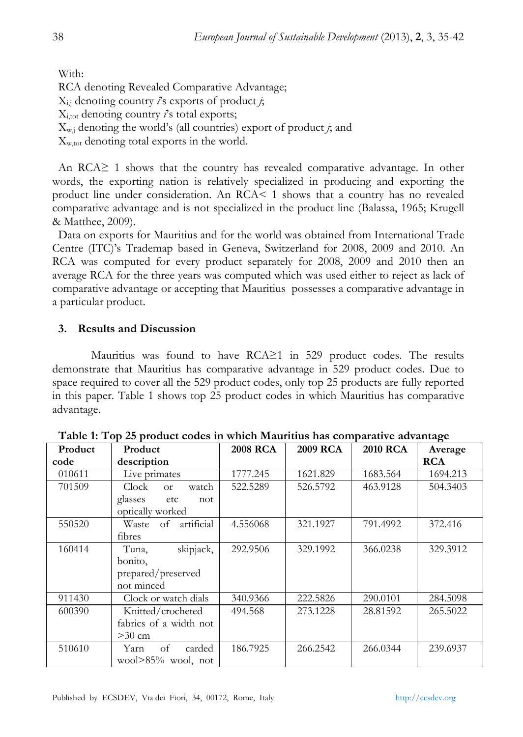With:
RCA denoting Revealed Comparative Advantage;
$X_{i,j}$ denoting country *i*'s exports of product *j*;
$X_{i,tot}$ denoting country *i*'s total exports;
$X_{w,j}$ denoting the world's (all countries) export of product *j*; and
$X_{w,tot}$ denoting total exports in the world.

An RCA≥ 1 shows that the country has revealed comparative advantage. In other words, the exporting nation is relatively specialized in producing and exporting the product line under consideration. An RCA< 1 shows that a country has no revealed comparative advantage and is not specialized in the product line (Balassa, 1965; Krugell & Matthee, 2009).

Data on exports for Mauritius and for the world was obtained from International Trade Centre (ITC)'s Trademap based in Geneva, Switzerland for 2008, 2009 and 2010. An RCA was computed for every product separately for 2008, 2009 and 2010 then an average RCA for the three years was computed which was used either to reject as lack of comparative advantage or accepting that Mauritius possesses a comparative advantage in a particular product.

## 3. Results and Discussion

Mauritius was found to have RCA≥1 in 529 product codes. The results demonstrate that Mauritius has comparative advantage in 529 product codes. Due to space required to cover all the 529 product codes, only top 25 products are fully reported in this paper. Table 1 shows top 25 product codes in which Mauritius has comparative advantage.

**Table 1: Top 25 product codes in which Mauritius has comparative advantage**

| Product code | Product description | 2008 RCA | 2009 RCA | 2010 RCA | Average RCA |
|---|---|---|---|---|---|
| 010611 | Live primates | 1777.245 | 1621.829 | 1683.564 | 1694.213 |
| 701509 | Clock or watch glasses etc not optically worked | 522.5289 | 526.5792 | 463.9128 | 504.3403 |
| 550520 | Waste of artificial fibres | 4.556068 | 321.1927 | 791.4992 | 372.416 |
| 160414 | Tuna, skipjack, bonito, prepared/preserved not minced | 292.9506 | 329.1992 | 366.0238 | 329.3912 |
| 911430 | Clock or watch dials | 340.9366 | 222.5826 | 290.0101 | 284.5098 |
| 600390 | Knitted/crocheted fabrics of a width not >30 cm | 494.568 | 273.1228 | 28.81592 | 265.5022 |
| 510610 | Yarn of carded wool>85% wool, not | 186.7925 | 266.2542 | 266.0344 | 239.6937 |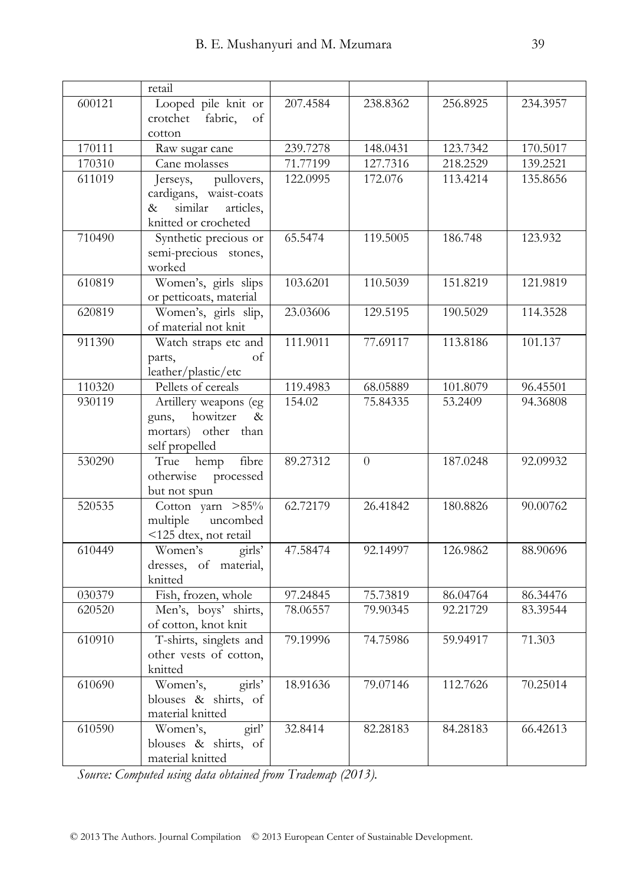|  | retail |  |  |  |  |
|---|---|---|---|---|---|
| 600121 | Looped pile knit or crotchet fabric, of cotton | 207.4584 | 238.8362 | 256.8925 | 234.3957 |
| 170111 | Raw sugar cane | 239.7278 | 148.0431 | 123.7342 | 170.5017 |
| 170310 | Cane molasses | 71.77199 | 127.7316 | 218.2529 | 139.2521 |
| 611019 | Jerseys, pullovers, cardigans, waist-coats & similar articles, knitted or crocheted | 122.0995 | 172.076 | 113.4214 | 135.8656 |
| 710490 | Synthetic precious or semi-precious stones, worked | 65.5474 | 119.5005 | 186.748 | 123.932 |
| 610819 | Women's, girls slips or petticoats, material | 103.6201 | 110.5039 | 151.8219 | 121.9819 |
| 620819 | Women's, girls slip, of material not knit | 23.03606 | 129.5195 | 190.5029 | 114.3528 |
| 911390 | Watch straps etc and parts, of leather/plastic/etc | 111.9011 | 77.69117 | 113.8186 | 101.137 |
| 110320 | Pellets of cereals | 119.4983 | 68.05889 | 101.8079 | 96.45501 |
| 930119 | Artillery weapons (eg guns, howitzer & mortars) other than self propelled | 154.02 | 75.84335 | 53.2409 | 94.36808 |
| 530290 | True hemp fibre otherwise processed but not spun | 89.27312 | 0 | 187.0248 | 92.09932 |
| 520535 | Cotton yarn >85% multiple uncombed <125 dtex, not retail | 62.72179 | 26.41842 | 180.8826 | 90.00762 |
| 610449 | Women's girls' dresses, of material, knitted | 47.58474 | 92.14997 | 126.9862 | 88.90696 |
| 030379 | Fish, frozen, whole | 97.24845 | 75.73819 | 86.04764 | 86.34476 |
| 620520 | Men's, boys' shirts, of cotton, knot knit | 78.06557 | 79.90345 | 92.21729 | 83.39544 |
| 610910 | T-shirts, singlets and other vests of cotton, knitted | 79.19996 | 74.75986 | 59.94917 | 71.303 |
| 610690 | Women's, girls' blouses & shirts, of material knitted | 18.91636 | 79.07146 | 112.7626 | 70.25014 |
| 610590 | Women's, girl' blouses & shirts, of material knitted | 32.8414 | 82.28183 | 84.28183 | 66.42613 |

*Source: Computed using data obtained from Trademap (2013).*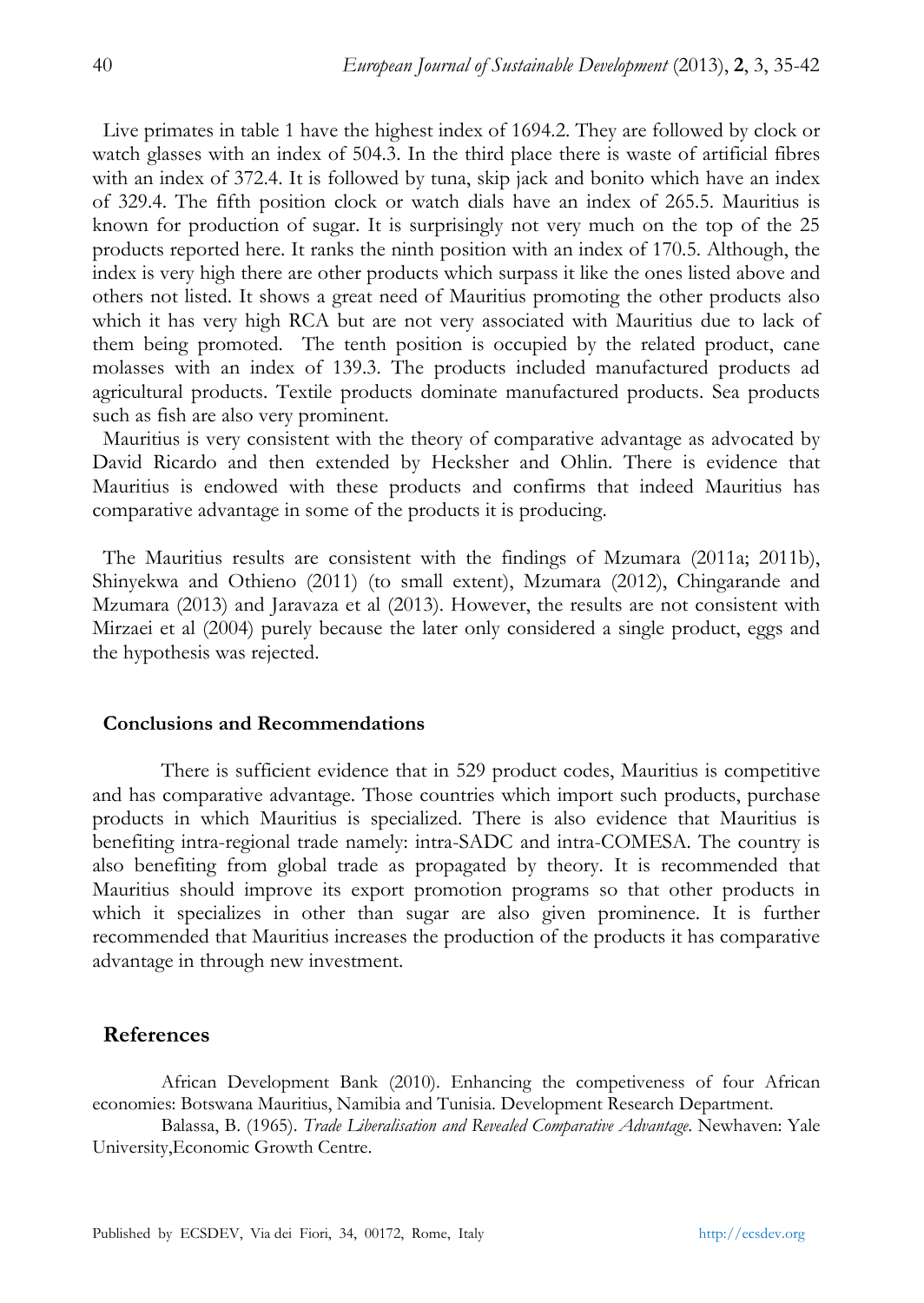Live primates in table 1 have the highest index of 1694.2. They are followed by clock or watch glasses with an index of 504.3. In the third place there is waste of artificial fibres with an index of 372.4. It is followed by tuna, skip jack and bonito which have an index of 329.4. The fifth position clock or watch dials have an index of 265.5. Mauritius is known for production of sugar. It is surprisingly not very much on the top of the 25 products reported here. It ranks the ninth position with an index of 170.5. Although, the index is very high there are other products which surpass it like the ones listed above and others not listed. It shows a great need of Mauritius promoting the other products also which it has very high RCA but are not very associated with Mauritius due to lack of them being promoted. The tenth position is occupied by the related product, cane molasses with an index of 139.3. The products included manufactured products ad agricultural products. Textile products dominate manufactured products. Sea products such as fish are also very prominent.

Mauritius is very consistent with the theory of comparative advantage as advocated by David Ricardo and then extended by Hecksher and Ohlin. There is evidence that Mauritius is endowed with these products and confirms that indeed Mauritius has comparative advantage in some of the products it is producing.

The Mauritius results are consistent with the findings of Mzumara (2011a; 2011b), Shinyekwa and Othieno (2011) (to small extent), Mzumara (2012), Chingarande and Mzumara (2013) and Jaravaza et al (2013). However, the results are not consistent with Mirzaei et al (2004) purely because the later only considered a single product, eggs and the hypothesis was rejected.

### Conclusions and Recommendations

There is sufficient evidence that in 529 product codes, Mauritius is competitive and has comparative advantage. Those countries which import such products, purchase products in which Mauritius is specialized. There is also evidence that Mauritius is benefiting intra-regional trade namely: intra-SADC and intra-COMESA. The country is also benefiting from global trade as propagated by theory. It is recommended that Mauritius should improve its export promotion programs so that other products in which it specializes in other than sugar are also given prominence. It is further recommended that Mauritius increases the production of the products it has comparative advantage in through new investment.

## References

African Development Bank (2010). Enhancing the competiveness of four African economies: Botswana Mauritius, Namibia and Tunisia. Development Research Department.

Balassa, B. (1965). *Trade Liberalisation and Revealed Comparative Advantage*. Newhaven: Yale University,Economic Growth Centre.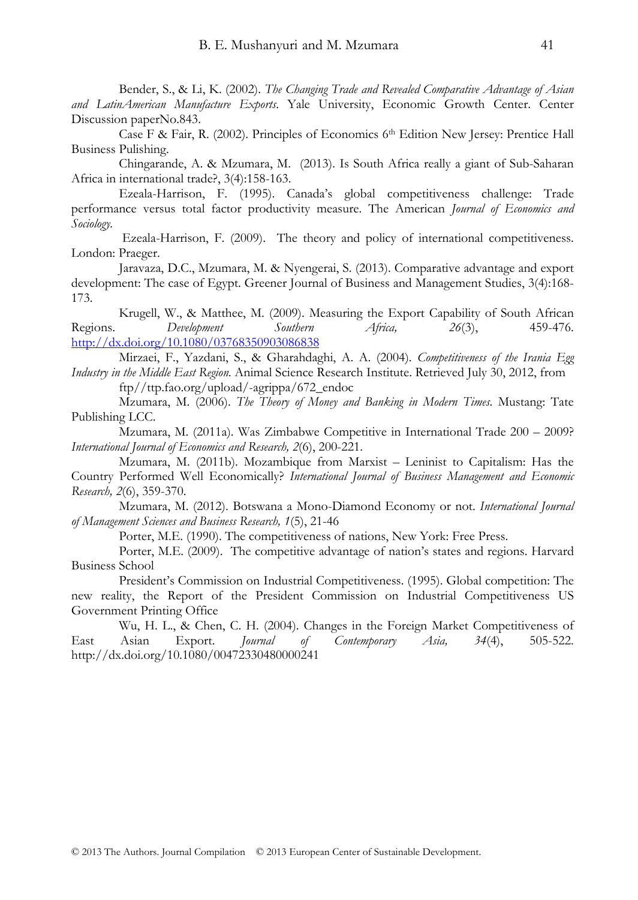Bender, S., & Li, K. (2002). *The Changing Trade and Revealed Comparative Advantage of Asian and LatinAmerican Manufacture Exports*. Yale University, Economic Growth Center. Center Discussion paperNo.843.

Case F & Fair, R. (2002). Principles of Economics 6th Edition New Jersey: Prentice Hall Business Pulishing.

Chingarande, A. & Mzumara, M. (2013). Is South Africa really a giant of Sub-Saharan Africa in international trade?, 3(4):158-163.

Ezeala-Harrison, F. (1995). Canada's global competitiveness challenge: Trade performance versus total factor productivity measure. The American *Journal of Economics and Sociology.*

Ezeala-Harrison, F. (2009). The theory and policy of international competitiveness. London: Praeger.

Jaravaza, D.C., Mzumara, M. & Nyengerai, S. (2013). Comparative advantage and export development: The case of Egypt. Greener Journal of Business and Management Studies, 3(4):168-173.

Krugell, W., & Matthee, M. (2009). Measuring the Export Capability of South African Regions. *Development Southern Africa, 26*(3), 459-476. http://dx.doi.org/10.1080/03768350903086838

Mirzaei, F., Yazdani, S., & Gharahdaghi, A. A. (2004). *Competitiveness of the Irania Egg Industry in the Middle East Region.* Animal Science Research Institute. Retrieved July 30, 2012, from ftp//ttp.fao.org/upload/-agrippa/672_endoc

Mzumara, M. (2006). *The Theory of Money and Banking in Modern Times.* Mustang: Tate Publishing LCC.

Mzumara, M. (2011a). Was Zimbabwe Competitive in International Trade 200 – 2009? *International Journal of Economics and Research, 2*(6), 200-221.

Mzumara, M. (2011b). Mozambique from Marxist – Leninist to Capitalism: Has the Country Performed Well Economically? *International Journal of Business Management and Economic Research, 2*(6), 359-370.

Mzumara, M. (2012). Botswana a Mono-Diamond Economy or not. *International Journal of Management Sciences and Business Research, 1*(5), 21-46

Porter, M.E. (1990). The competitiveness of nations, New York: Free Press.

Porter, M.E. (2009). The competitive advantage of nation's states and regions. Harvard Business School

President's Commission on Industrial Competitiveness. (1995). Global competition: The new reality, the Report of the President Commission on Industrial Competitiveness US Government Printing Office

Wu, H. L., & Chen, C. H. (2004). Changes in the Foreign Market Competitiveness of East Asian Export. *Journal of Contemporary Asia, 34*(4), 505-522. http://dx.doi.org/10.1080/00472330480000241